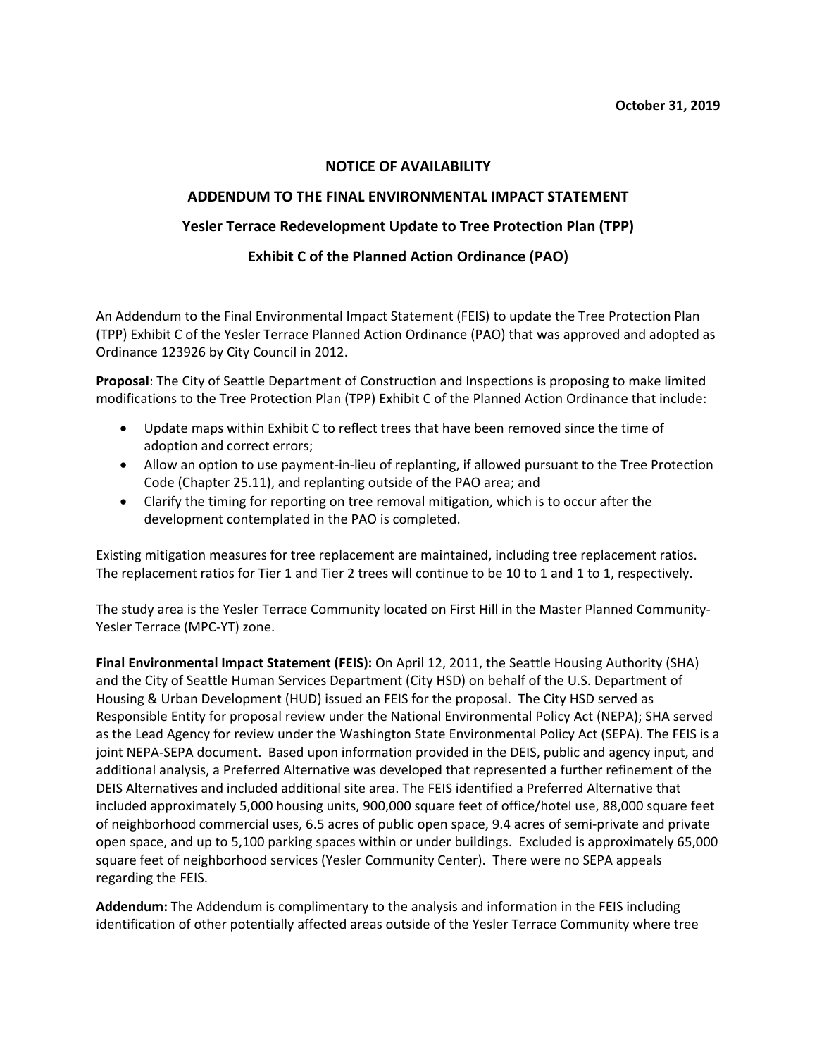**October 31, 2019**

# NOTICE OF AVAILABILITY

## ADDENDUM TO THE FINAL ENVIRONMENTAL IMPACT STATEMENT

## Yesler Terrace Redevelopment Update to Tree Protection Plan (TPP)

## Exhibit C of the Planned Action Ordinance (PAO)

An Addendum to the Final Environmental Impact Statement (FEIS) to update the Tree Protection Plan (TPP) Exhibit C of the Yesler Terrace Planned Action Ordinance (PAO) that was approved and adopted as Ordinance 123926 by City Council in 2012.

**Proposal**: The City of Seattle Department of Construction and Inspections is proposing to make limited modifications to the Tree Protection Plan (TPP) Exhibit C of the Planned Action Ordinance that include:

- Update maps within Exhibit C to reflect trees that have been removed since the time of adoption and correct errors;
- Allow an option to use payment-in-lieu of replanting, if allowed pursuant to the Tree Protection Code (Chapter 25.11), and replanting outside of the PAO area; and
- Clarify the timing for reporting on tree removal mitigation, which is to occur after the development contemplated in the PAO is completed.

Existing mitigation measures for tree replacement are maintained, including tree replacement ratios. The replacement ratios for Tier 1 and Tier 2 trees will continue to be 10 to 1 and 1 to 1, respectively.

The study area is the Yesler Terrace Community located on First Hill in the Master Planned Community-Yesler Terrace (MPC-YT) zone.

**Final Environmental Impact Statement (FEIS):** On April 12, 2011, the Seattle Housing Authority (SHA) and the City of Seattle Human Services Department (City HSD) on behalf of the U.S. Department of Housing & Urban Development (HUD) issued an FEIS for the proposal. The City HSD served as Responsible Entity for proposal review under the National Environmental Policy Act (NEPA); SHA served as the Lead Agency for review under the Washington State Environmental Policy Act (SEPA). The FEIS is a joint NEPA-SEPA document. Based upon information provided in the DEIS, public and agency input, and additional analysis, a Preferred Alternative was developed that represented a further refinement of the DEIS Alternatives and included additional site area. The FEIS identified a Preferred Alternative that included approximately 5,000 housing units, 900,000 square feet of office/hotel use, 88,000 square feet of neighborhood commercial uses, 6.5 acres of public open space, 9.4 acres of semi-private and private open space, and up to 5,100 parking spaces within or under buildings. Excluded is approximately 65,000 square feet of neighborhood services (Yesler Community Center). There were no SEPA appeals regarding the FEIS.

**Addendum:** The Addendum is complimentary to the analysis and information in the FEIS including identification of other potentially affected areas outside of the Yesler Terrace Community where tree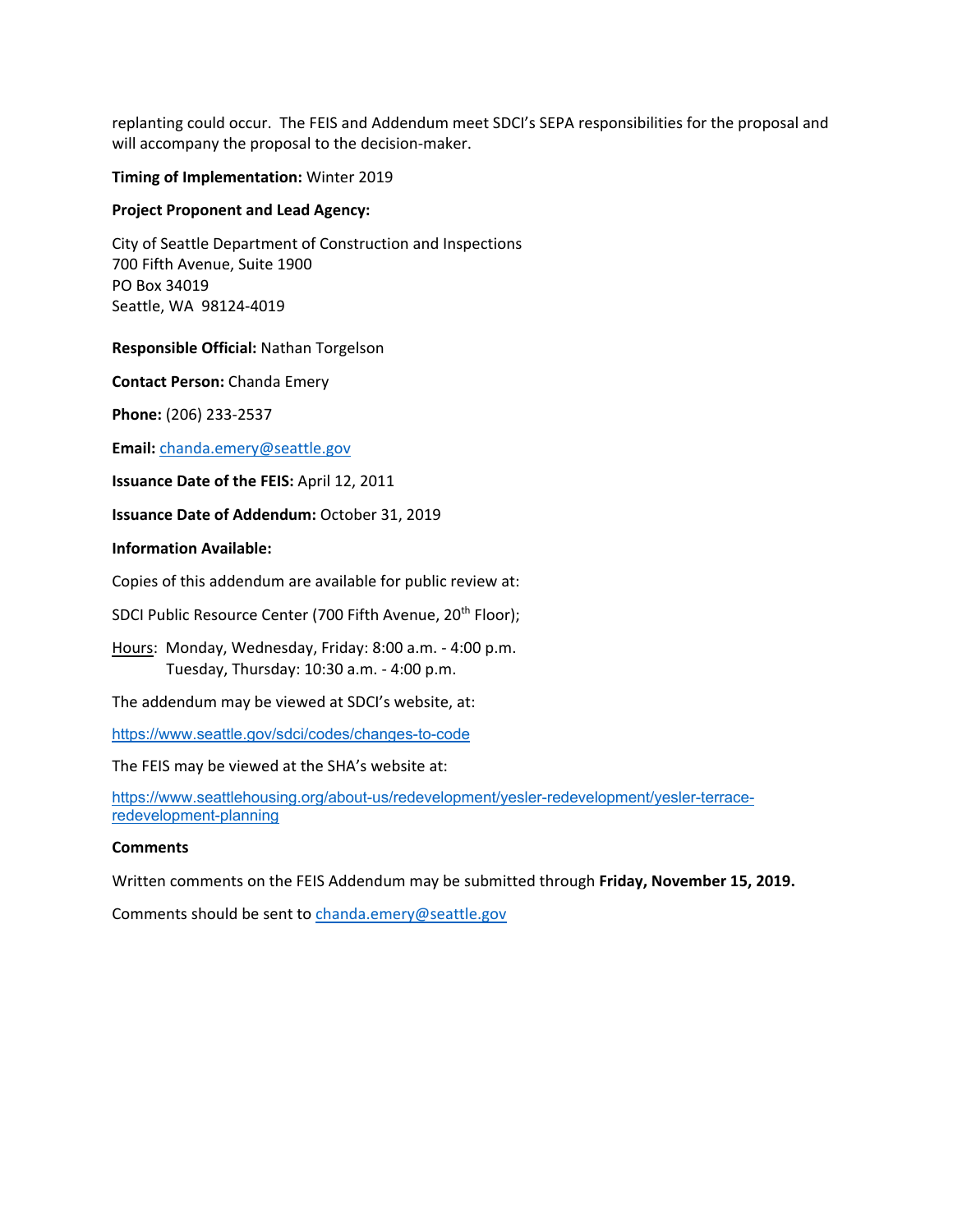replanting could occur. The FEIS and Addendum meet SDCI's SEPA responsibilities for the proposal and will accompany the proposal to the decision-maker.

**Timing of Implementation:** Winter 2019

**Project Proponent and Lead Agency:**

City of Seattle Department of Construction and Inspections
700 Fifth Avenue, Suite 1900
PO Box 34019
Seattle, WA 98124-4019

**Responsible Official:** Nathan Torgelson

**Contact Person:** Chanda Emery

**Phone:** (206) 233-2537

**Email:** chanda.emery@seattle.gov

**Issuance Date of the FEIS:** April 12, 2011

**Issuance Date of Addendum:** October 31, 2019

**Information Available:**

Copies of this addendum are available for public review at:

SDCI Public Resource Center (700 Fifth Avenue, 20th Floor);

Hours: Monday, Wednesday, Friday: 8:00 a.m. - 4:00 p.m.
Tuesday, Thursday: 10:30 a.m. - 4:00 p.m.

The addendum may be viewed at SDCI's website, at:

https://www.seattle.gov/sdci/codes/changes-to-code

The FEIS may be viewed at the SHA's website at:

https://www.seattlehousing.org/about-us/redevelopment/yesler-redevelopment/yesler-terrace-redevelopment-planning

**Comments**

Written comments on the FEIS Addendum may be submitted through **Friday, November 15, 2019.**

Comments should be sent to chanda.emery@seattle.gov